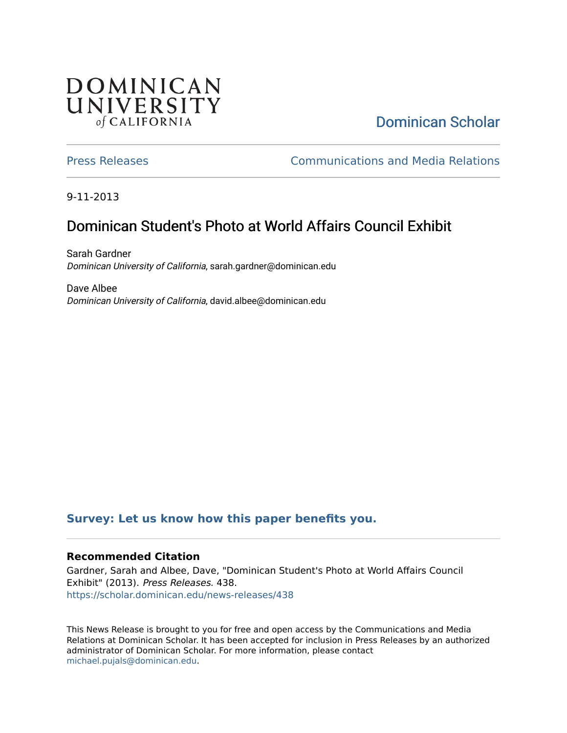DOMINICAN UNIVERSITY *of* CALIFORNIA

Dominican Scholar

Press Releases

Communications and Media Relations

9-11-2013

# Dominican Student's Photo at World Affairs Council Exhibit

Sarah Gardner
*Dominican University of California*, sarah.gardner@dominican.edu

Dave Albee
*Dominican University of California*, david.albee@dominican.edu

**Survey: Let us know how this paper benefits you.**

### Recommended Citation

Gardner, Sarah and Albee, Dave, "Dominican Student's Photo at World Affairs Council Exhibit" (2013). *Press Releases*. 438.
https://scholar.dominican.edu/news-releases/438

This News Release is brought to you for free and open access by the Communications and Media Relations at Dominican Scholar. It has been accepted for inclusion in Press Releases by an authorized administrator of Dominican Scholar. For more information, please contact michael.pujals@dominican.edu.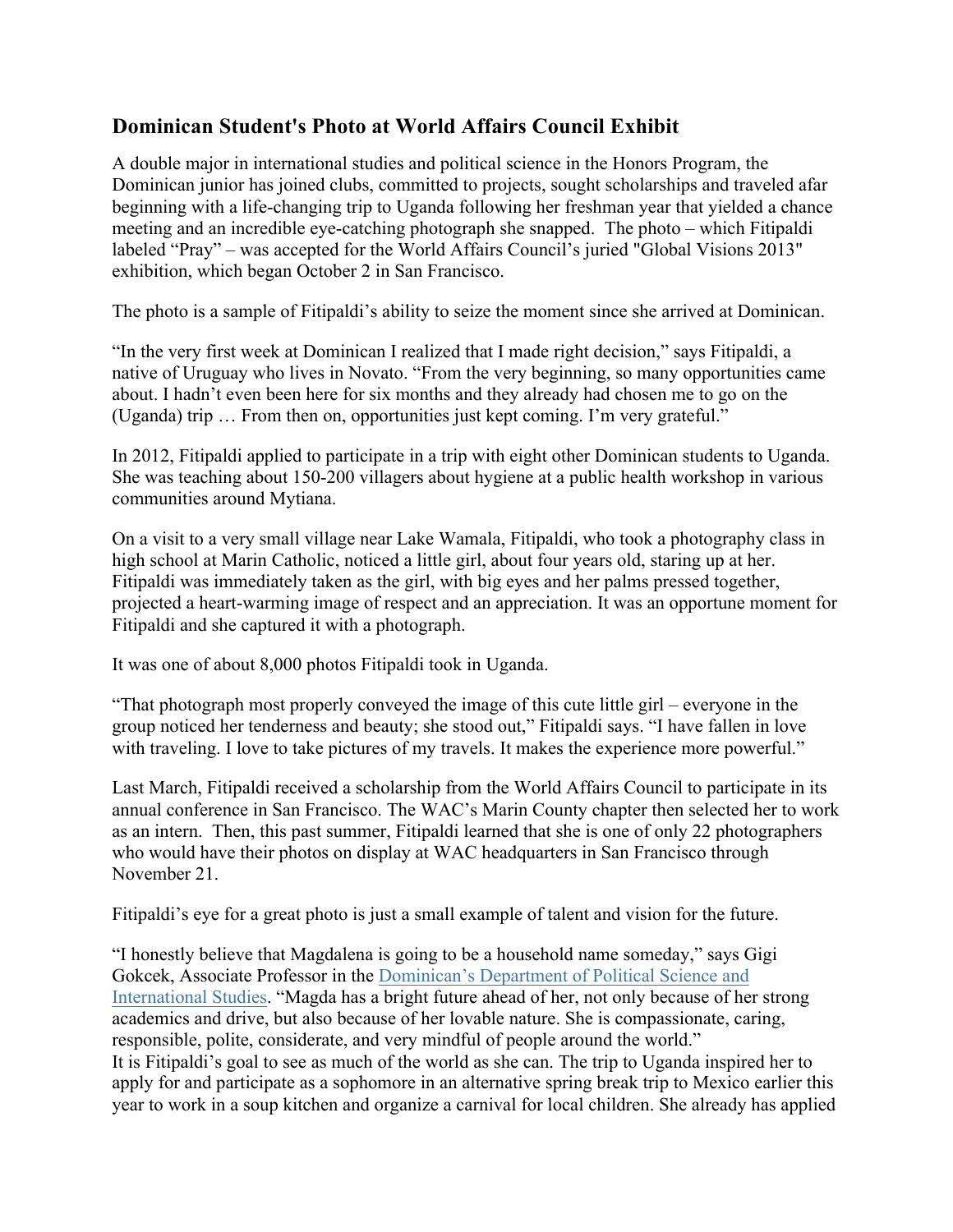## Dominican Student's Photo at World Affairs Council Exhibit

A double major in international studies and political science in the Honors Program, the Dominican junior has joined clubs, committed to projects, sought scholarships and traveled afar beginning with a life-changing trip to Uganda following her freshman year that yielded a chance meeting and an incredible eye-catching photograph she snapped. The photo – which Fitipaldi labeled "Pray" – was accepted for the World Affairs Council's juried "Global Visions 2013" exhibition, which began October 2 in San Francisco.

The photo is a sample of Fitipaldi's ability to seize the moment since she arrived at Dominican.

"In the very first week at Dominican I realized that I made right decision," says Fitipaldi, a native of Uruguay who lives in Novato. "From the very beginning, so many opportunities came about. I hadn't even been here for six months and they already had chosen me to go on the (Uganda) trip … From then on, opportunities just kept coming. I'm very grateful."

In 2012, Fitipaldi applied to participate in a trip with eight other Dominican students to Uganda. She was teaching about 150-200 villagers about hygiene at a public health workshop in various communities around Mytiana.

On a visit to a very small village near Lake Wamala, Fitipaldi, who took a photography class in high school at Marin Catholic, noticed a little girl, about four years old, staring up at her. Fitipaldi was immediately taken as the girl, with big eyes and her palms pressed together, projected a heart-warming image of respect and an appreciation. It was an opportune moment for Fitipaldi and she captured it with a photograph.

It was one of about 8,000 photos Fitipaldi took in Uganda.

"That photograph most properly conveyed the image of this cute little girl – everyone in the group noticed her tenderness and beauty; she stood out," Fitipaldi says. "I have fallen in love with traveling. I love to take pictures of my travels. It makes the experience more powerful."

Last March, Fitipaldi received a scholarship from the World Affairs Council to participate in its annual conference in San Francisco. The WAC's Marin County chapter then selected her to work as an intern. Then, this past summer, Fitipaldi learned that she is one of only 22 photographers who would have their photos on display at WAC headquarters in San Francisco through November 21.

Fitipaldi's eye for a great photo is just a small example of talent and vision for the future.

"I honestly believe that Magdalena is going to be a household name someday," says Gigi Gokcek, Associate Professor in the Dominican's Department of Political Science and International Studies. "Magda has a bright future ahead of her, not only because of her strong academics and drive, but also because of her lovable nature. She is compassionate, caring, responsible, polite, considerate, and very mindful of people around the world."
It is Fitipaldi's goal to see as much of the world as she can. The trip to Uganda inspired her to apply for and participate as a sophomore in an alternative spring break trip to Mexico earlier this year to work in a soup kitchen and organize a carnival for local children. She already has applied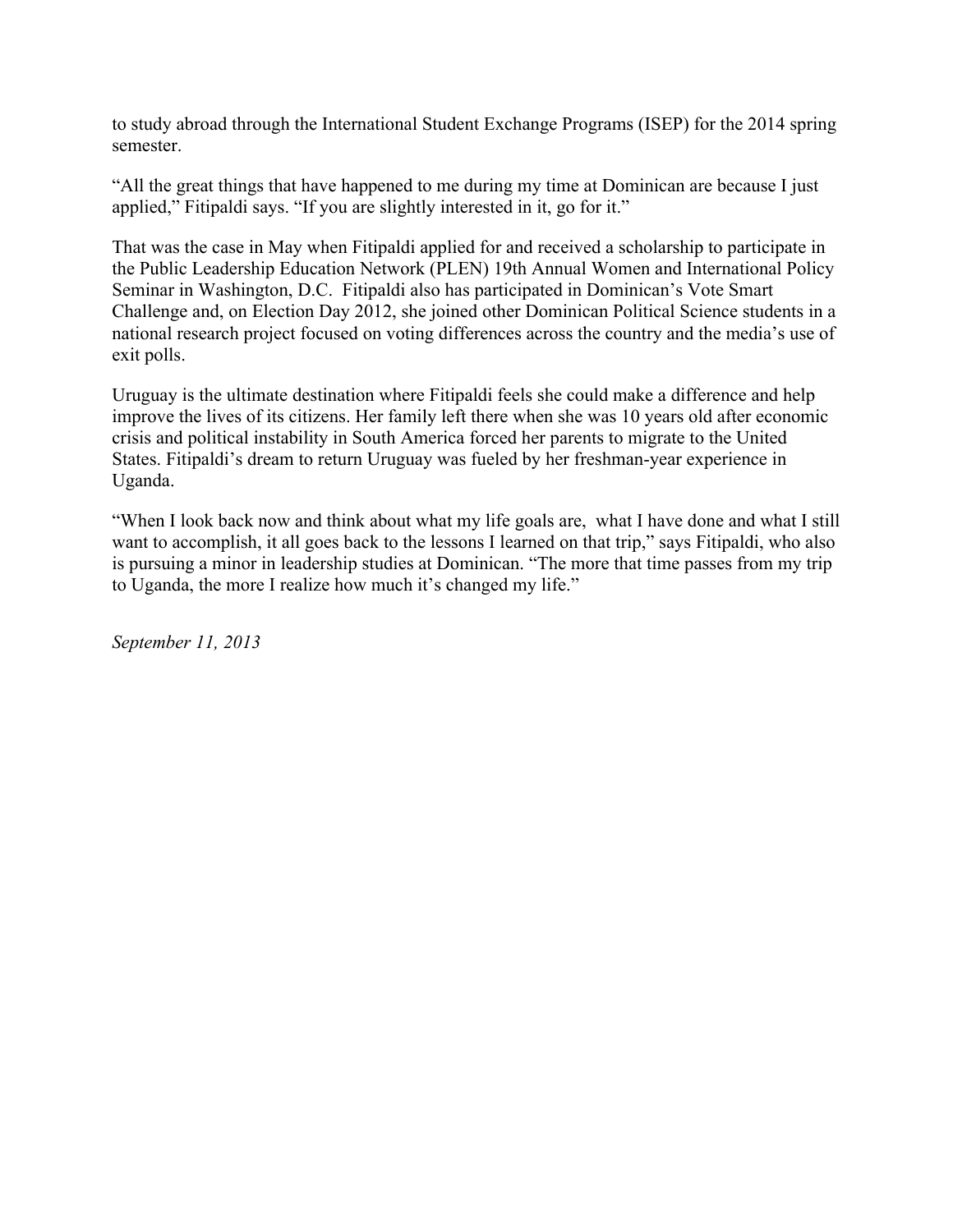to study abroad through the International Student Exchange Programs (ISEP) for the 2014 spring semester.

"All the great things that have happened to me during my time at Dominican are because I just applied," Fitipaldi says. "If you are slightly interested in it, go for it."

That was the case in May when Fitipaldi applied for and received a scholarship to participate in the Public Leadership Education Network (PLEN) 19th Annual Women and International Policy Seminar in Washington, D.C. Fitipaldi also has participated in Dominican's Vote Smart Challenge and, on Election Day 2012, she joined other Dominican Political Science students in a national research project focused on voting differences across the country and the media's use of exit polls.

Uruguay is the ultimate destination where Fitipaldi feels she could make a difference and help improve the lives of its citizens. Her family left there when she was 10 years old after economic crisis and political instability in South America forced her parents to migrate to the United States. Fitipaldi's dream to return Uruguay was fueled by her freshman-year experience in Uganda.

"When I look back now and think about what my life goals are, what I have done and what I still want to accomplish, it all goes back to the lessons I learned on that trip," says Fitipaldi, who also is pursuing a minor in leadership studies at Dominican. "The more that time passes from my trip to Uganda, the more I realize how much it's changed my life."

*September 11, 2013*